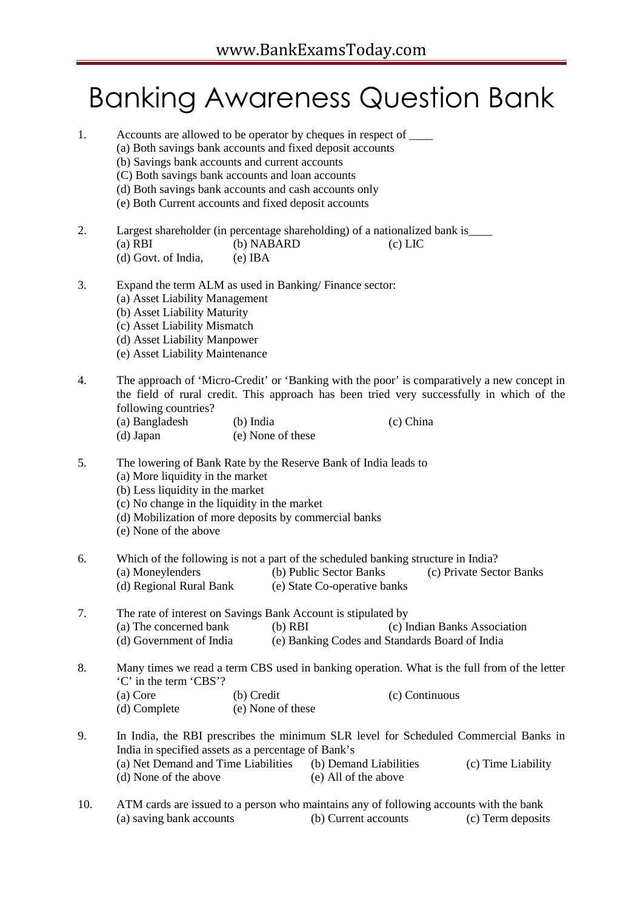# Banking Awareness Question Bank

1. Accounts are allowed to be operator by cheques in respect of ____
   (a) Both savings bank accounts and fixed deposit accounts
   (b) Savings bank accounts and current accounts
   (C) Both savings bank accounts and loan accounts
   (d) Both savings bank accounts and cash accounts only
   (e) Both Current accounts and fixed deposit accounts

2. Largest shareholder (in percentage shareholding) of a nationalized bank is____
   (a) RBI (b) NABARD (c) LIC
   (d) Govt. of India, (e) IBA

3. Expand the term ALM as used in Banking/ Finance sector:
   (a) Asset Liability Management
   (b) Asset Liability Maturity
   (c) Asset Liability Mismatch
   (d) Asset Liability Manpower
   (e) Asset Liability Maintenance

4. The approach of 'Micro-Credit' or 'Banking with the poor' is comparatively a new concept in the field of rural credit. This approach has been tried very successfully in which of the following countries?
   (a) Bangladesh (b) India (c) China
   (d) Japan (e) None of these

5. The lowering of Bank Rate by the Reserve Bank of India leads to
   (a) More liquidity in the market
   (b) Less liquidity in the market
   (c) No change in the liquidity in the market
   (d) Mobilization of more deposits by commercial banks
   (e) None of the above

6. Which of the following is not a part of the scheduled banking structure in India?
   (a) Moneylenders (b) Public Sector Banks (c) Private Sector Banks
   (d) Regional Rural Bank (e) State Co-operative banks

7. The rate of interest on Savings Bank Account is stipulated by
   (a) The concerned bank (b) RBI (c) Indian Banks Association
   (d) Government of India (e) Banking Codes and Standards Board of India

8. Many times we read a term CBS used in banking operation. What is the full from of the letter 'C' in the term 'CBS'?
   (a) Core (b) Credit (c) Continuous
   (d) Complete (e) None of these

9. In India, the RBI prescribes the minimum SLR level for Scheduled Commercial Banks in India in specified assets as a percentage of Bank's
   (a) Net Demand and Time Liabilities (b) Demand Liabilities (c) Time Liability
   (d) None of the above (e) All of the above

10. ATM cards are issued to a person who maintains any of following accounts with the bank
    (a) saving bank accounts (b) Current accounts (c) Term deposits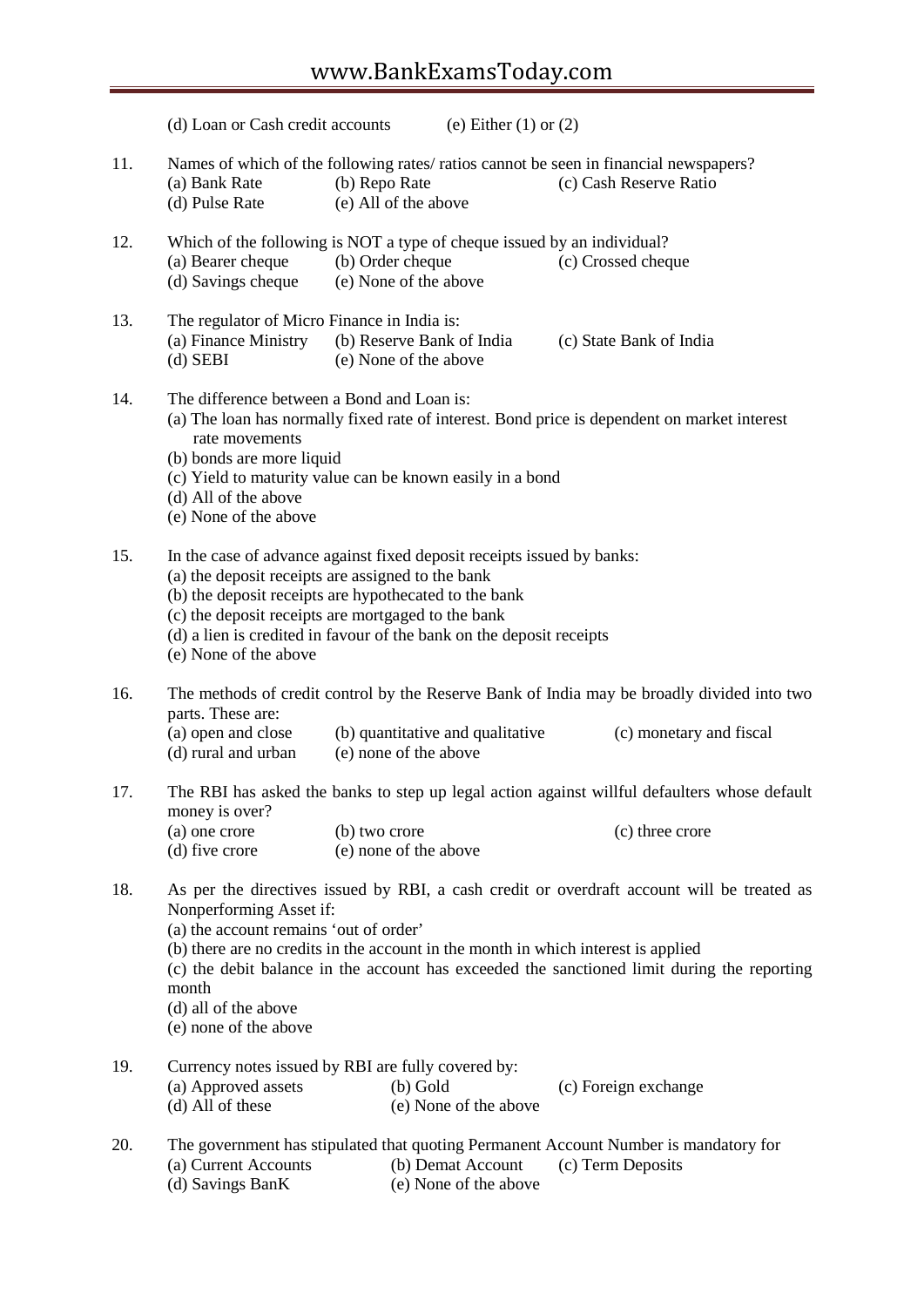(d) Loan or Cash credit accounts (e) Either (1) or (2)

11. Names of which of the following rates/ ratios cannot be seen in financial newspapers?
(a) Bank Rate (b) Repo Rate (c) Cash Reserve Ratio
(d) Pulse Rate (e) All of the above

12. Which of the following is NOT a type of cheque issued by an individual?
(a) Bearer cheque (b) Order cheque (c) Crossed cheque
(d) Savings cheque (e) None of the above

13. The regulator of Micro Finance in India is:
(a) Finance Ministry (b) Reserve Bank of India (c) State Bank of India
(d) SEBI (e) None of the above

14. The difference between a Bond and Loan is:
(a) The loan has normally fixed rate of interest. Bond price is dependent on market interest rate movements
(b) bonds are more liquid
(c) Yield to maturity value can be known easily in a bond
(d) All of the above
(e) None of the above

15. In the case of advance against fixed deposit receipts issued by banks:
(a) the deposit receipts are assigned to the bank
(b) the deposit receipts are hypothecated to the bank
(c) the deposit receipts are mortgaged to the bank
(d) a lien is credited in favour of the bank on the deposit receipts
(e) None of the above

16. The methods of credit control by the Reserve Bank of India may be broadly divided into two parts. These are:
(a) open and close (b) quantitative and qualitative (c) monetary and fiscal
(d) rural and urban (e) none of the above

17. The RBI has asked the banks to step up legal action against willful defaulters whose default money is over?
(a) one crore (b) two crore (c) three crore
(d) five crore (e) none of the above

18. As per the directives issued by RBI, a cash credit or overdraft account will be treated as Nonperforming Asset if:
(a) the account remains 'out of order'
(b) there are no credits in the account in the month in which interest is applied
(c) the debit balance in the account has exceeded the sanctioned limit during the reporting month
(d) all of the above
(e) none of the above

19. Currency notes issued by RBI are fully covered by:
(a) Approved assets (b) Gold (c) Foreign exchange
(d) All of these (e) None of the above

20. The government has stipulated that quoting Permanent Account Number is mandatory for
(a) Current Accounts (b) Demat Account (c) Term Deposits
(d) Savings BanK (e) None of the above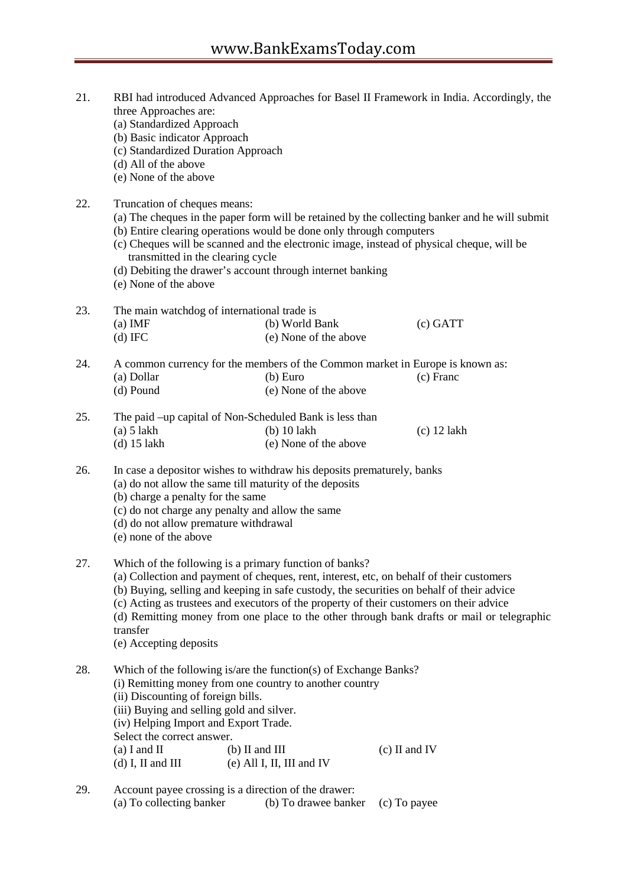21. RBI had introduced Advanced Approaches for Basel II Framework in India. Accordingly, the three Approaches are:
    (a) Standardized Approach
    (b) Basic indicator Approach
    (c) Standardized Duration Approach
    (d) All of the above
    (e) None of the above

22. Truncation of cheques means:
    (a) The cheques in the paper form will be retained by the collecting banker and he will submit
    (b) Entire clearing operations would be done only through computers
    (c) Cheques will be scanned and the electronic image, instead of physical cheque, will be transmitted in the clearing cycle
    (d) Debiting the drawer's account through internet banking
    (e) None of the above

23. The main watchdog of international trade is
    (a) IMF (b) World Bank (c) GATT
    (d) IFC (e) None of the above

24. A common currency for the members of the Common market in Europe is known as:
    (a) Dollar (b) Euro (c) Franc
    (d) Pound (e) None of the above

25. The paid –up capital of Non-Scheduled Bank is less than
    (a) 5 lakh (b) 10 lakh (c) 12 lakh
    (d) 15 lakh (e) None of the above

26. In case a depositor wishes to withdraw his deposits prematurely, banks
    (a) do not allow the same till maturity of the deposits
    (b) charge a penalty for the same
    (c) do not charge any penalty and allow the same
    (d) do not allow premature withdrawal
    (e) none of the above

27. Which of the following is a primary function of banks?
    (a) Collection and payment of cheques, rent, interest, etc, on behalf of their customers
    (b) Buying, selling and keeping in safe custody, the securities on behalf of their advice
    (c) Acting as trustees and executors of the property of their customers on their advice
    (d) Remitting money from one place to the other through bank drafts or mail or telegraphic transfer
    (e) Accepting deposits

28. Which of the following is/are the function(s) of Exchange Banks?
    (i) Remitting money from one country to another country
    (ii) Discounting of foreign bills.
    (iii) Buying and selling gold and silver.
    (iv) Helping Import and Export Trade.
    Select the correct answer.
    (a) I and II (b) II and III (c) II and IV
    (d) I, II and III (e) All I, II, III and IV

29. Account payee crossing is a direction of the drawer:
    (a) To collecting banker (b) To drawee banker (c) To payee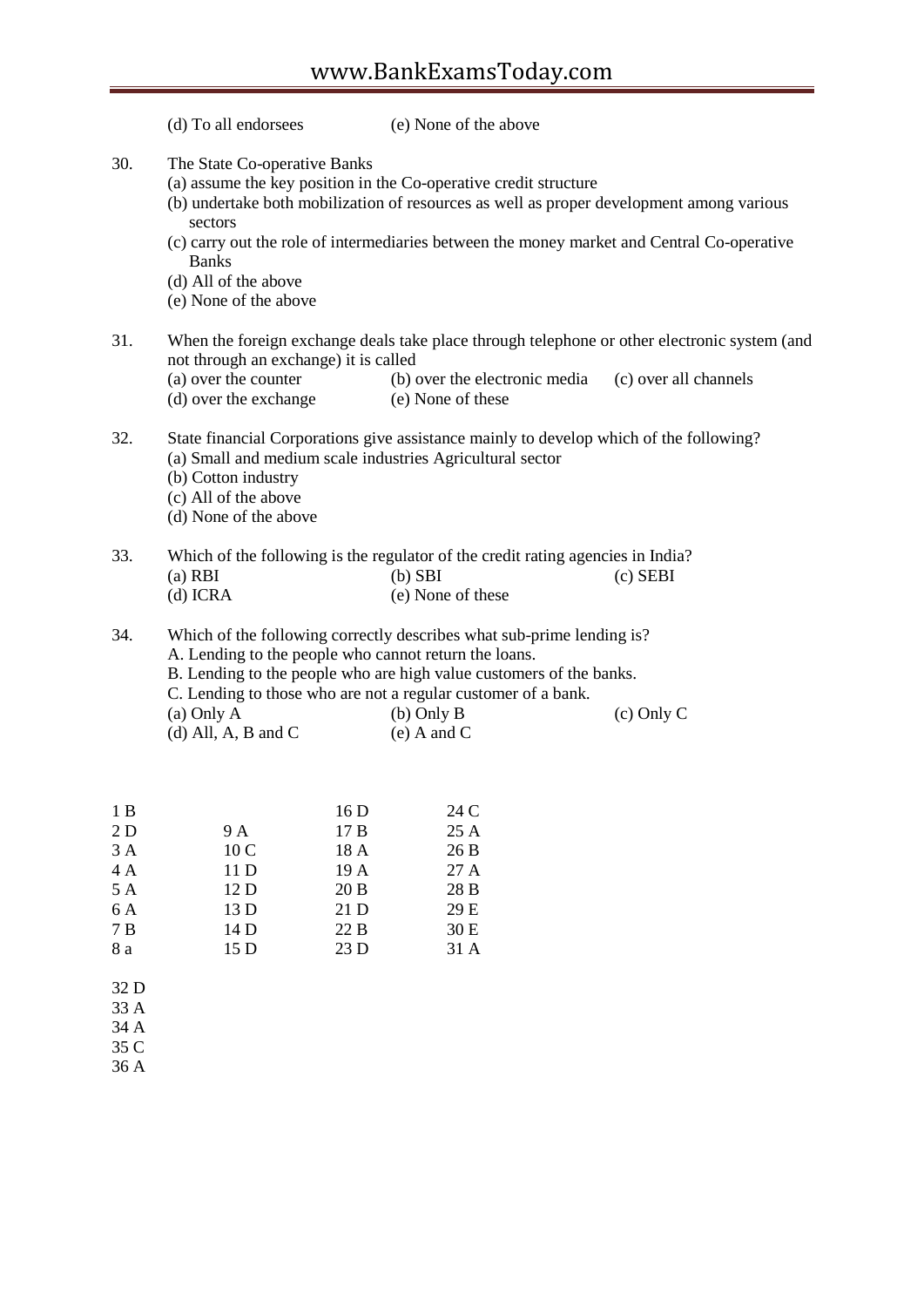(d) To all endorsees (e) None of the above

30. The State Co-operative Banks
   (a) assume the key position in the Co-operative credit structure
   (b) undertake both mobilization of resources as well as proper development among various sectors
   (c) carry out the role of intermediaries between the money market and Central Co-operative Banks
   (d) All of the above
   (e) None of the above

31. When the foreign exchange deals take place through telephone or other electronic system (and not through an exchange) it is called
   (a) over the counter (b) over the electronic media (c) over all channels
   (d) over the exchange (e) None of these

32. State financial Corporations give assistance mainly to develop which of the following?
   (a) Small and medium scale industries Agricultural sector
   (b) Cotton industry
   (c) All of the above
   (d) None of the above

33. Which of the following is the regulator of the credit rating agencies in India?
   (a) RBI (b) SBI (c) SEBI
   (d) ICRA (e) None of these

34. Which of the following correctly describes what sub-prime lending is?
   A. Lending to the people who cannot return the loans.
   B. Lending to the people who are high value customers of the banks.
   C. Lending to those who are not a regular customer of a bank.
   (a) Only A (b) Only B (c) Only C
   (d) All, A, B and C (e) A and C

| | | | |
|---|---|---|---|
| 1 B | | 16 D | 24 C |
| 2 D | 9 A | 17 B | 25 A |
| 3 A | 10 C | 18 A | 26 B |
| 4 A | 11 D | 19 A | 27 A |
| 5 A | 12 D | 20 B | 28 B |
| 6 A | 13 D | 21 D | 29 E |
| 7 B | 14 D | 22 B | 30 E |
| 8 a | 15 D | 23 D | 31 A |

32 D
33 A
34 A
35 C
36 A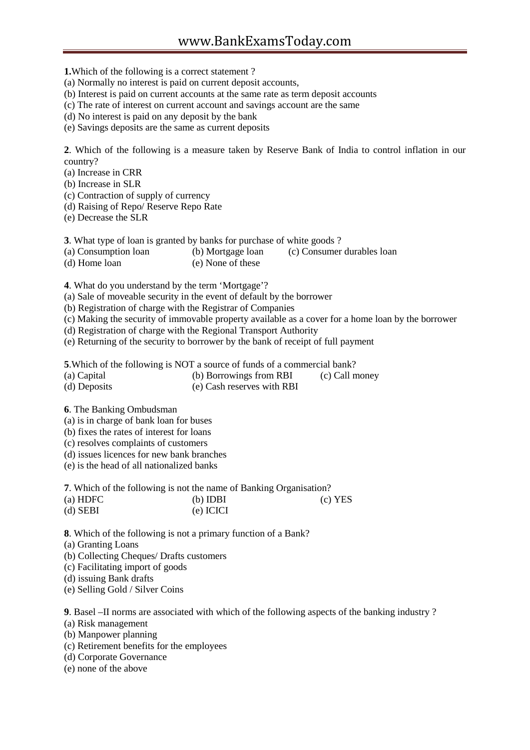**1.**Which of the following is a correct statement ?

(a) Normally no interest is paid on current deposit accounts,
(b) Interest is paid on current accounts at the same rate as term deposit accounts
(c) The rate of interest on current account and savings account are the same
(d) No interest is paid on any deposit by the bank
(e) Savings deposits are the same as current deposits

**2**. Which of the following is a measure taken by Reserve Bank of India to control inflation in our country?

(a) Increase in CRR
(b) Increase in SLR
(c) Contraction of supply of currency
(d) Raising of Repo/ Reserve Repo Rate
(e) Decrease the SLR

**3**. What type of loan is granted by banks for purchase of white goods ?

(a) Consumption loan (b) Mortgage loan (c) Consumer durables loan
(d) Home loan (e) None of these

**4**. What do you understand by the term 'Mortgage'?

(a) Sale of moveable security in the event of default by the borrower
(b) Registration of charge with the Registrar of Companies
(c) Making the security of immovable property available as a cover for a home loan by the borrower
(d) Registration of charge with the Regional Transport Authority
(e) Returning of the security to borrower by the bank of receipt of full payment

**5**.Which of the following is NOT a source of funds of a commercial bank?

(a) Capital (b) Borrowings from RBI (c) Call money
(d) Deposits (e) Cash reserves with RBI

**6**. The Banking Ombudsman

(a) is in charge of bank loan for buses
(b) fixes the rates of interest for loans
(c) resolves complaints of customers
(d) issues licences for new bank branches
(e) is the head of all nationalized banks

**7**. Which of the following is not the name of Banking Organisation?

(a) HDFC (b) IDBI (c) YES
(d) SEBI (e) ICICI

**8**. Which of the following is not a primary function of a Bank?

(a) Granting Loans
(b) Collecting Cheques/ Drafts customers
(c) Facilitating import of goods
(d) issuing Bank drafts
(e) Selling Gold / Silver Coins

**9**. Basel –II norms are associated with which of the following aspects of the banking industry ?

(a) Risk management
(b) Manpower planning
(c) Retirement benefits for the employees
(d) Corporate Governance
(e) none of the above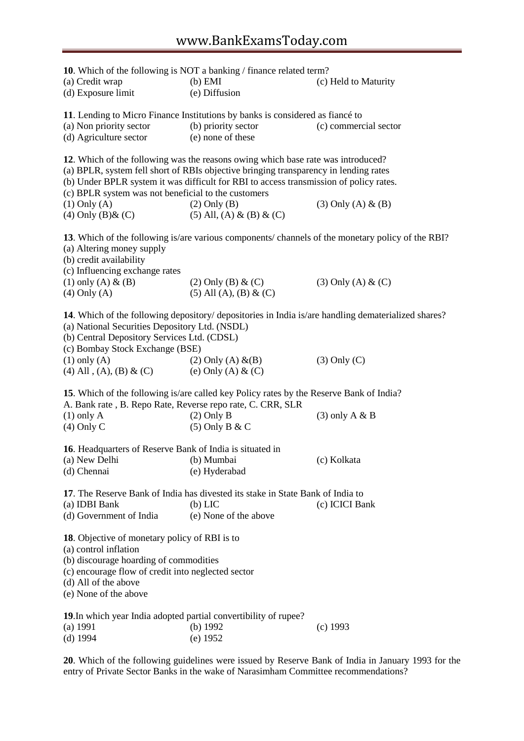**10**. Which of the following is NOT a banking / finance related term?

(a) Credit wrap (b) EMI (c) Held to Maturity
(d) Exposure limit (e) Diffusion

**11**. Lending to Micro Finance Institutions by banks is considered as fiancé to

(a) Non priority sector (b) priority sector (c) commercial sector
(d) Agriculture sector (e) none of these

**12**. Which of the following was the reasons owing which base rate was introduced?

(a) BPLR, system fell short of RBIs objective bringing transparency in lending rates
(b) Under BPLR system it was difficult for RBI to access transmission of policy rates.
(c) BPLR system was not beneficial to the customers

(1) Only (A) (2) Only (B) (3) Only (A) & (B)
(4) Only (B)& (C) (5) All, (A) & (B) & (C)

**13**. Which of the following is/are various components/ channels of the monetary policy of the RBI?

(a) Altering money supply
(b) credit availability
(c) Influencing exchange rates

(1) only (A) & (B) (2) Only (B) & (C) (3) Only (A) & (C)
(4) Only (A) (5) All (A), (B) & (C)

**14**. Which of the following depository/ depositories in India is/are handling dematerialized shares?

(a) National Securities Depository Ltd. (NSDL)
(b) Central Depository Services Ltd. (CDSL)
(c) Bombay Stock Exchange (BSE)

(1) only (A) (2) Only (A) &(B) (3) Only (C)
(4) All , (A), (B) & (C) (e) Only (A) & (C)

**15**. Which of the following is/are called key Policy rates by the Reserve Bank of India?

A. Bank rate , B. Repo Rate, Reverse repo rate, C. CRR, SLR

(1) only A (2) Only B (3) only A & B
(4) Only C (5) Only B & C

**16**. Headquarters of Reserve Bank of India is situated in

(a) New Delhi (b) Mumbai (c) Kolkata
(d) Chennai (e) Hyderabad

**17**. The Reserve Bank of India has divested its stake in State Bank of India to

(a) IDBI Bank (b) LIC (c) ICICI Bank
(d) Government of India (e) None of the above

**18**. Objective of monetary policy of RBI is to

(a) control inflation
(b) discourage hoarding of commodities
(c) encourage flow of credit into neglected sector
(d) All of the above
(e) None of the above

**19**.In which year India adopted partial convertibility of rupee?

(a) 1991 (b) 1992 (c) 1993
(d) 1994 (e) 1952

**20**. Which of the following guidelines were issued by Reserve Bank of India in January 1993 for the entry of Private Sector Banks in the wake of Narasimham Committee recommendations?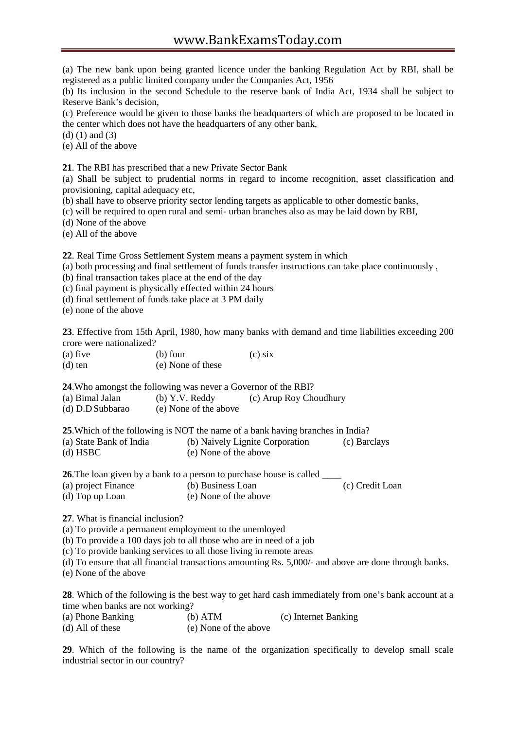(a) The new bank upon being granted licence under the banking Regulation Act by RBI, shall be registered as a public limited company under the Companies Act, 1956

(b) Its inclusion in the second Schedule to the reserve bank of India Act, 1934 shall be subject to Reserve Bank's decision,

(c) Preference would be given to those banks the headquarters of which are proposed to be located in the center which does not have the headquarters of any other bank,

(d) (1) and (3)

(e) All of the above

**21**. The RBI has prescribed that a new Private Sector Bank

(a) Shall be subject to prudential norms in regard to income recognition, asset classification and provisioning, capital adequacy etc,

(b) shall have to observe priority sector lending targets as applicable to other domestic banks,

(c) will be required to open rural and semi- urban branches also as may be laid down by RBI,

(d) None of the above

(e) All of the above

**22**. Real Time Gross Settlement System means a payment system in which

(a) both processing and final settlement of funds transfer instructions can take place continuously ,

(b) final transaction takes place at the end of the day

(c) final payment is physically effected within 24 hours

(d) final settlement of funds take place at 3 PM daily

(e) none of the above

**23**. Effective from 15th April, 1980, how many banks with demand and time liabilities exceeding 200 crore were nationalized?

(a) five (b) four (c) six

(d) ten (e) None of these

**24**.Who amongst the following was never a Governor of the RBI?

(a) Bimal Jalan (b) Y.V. Reddy (c) Arup Roy Choudhury

(d) D.D Subbarao (e) None of the above

**25**.Which of the following is NOT the name of a bank having branches in India?

(a) State Bank of India (b) Naively Lignite Corporation (c) Barclays

(d) HSBC (e) None of the above

**26**.The loan given by a bank to a person to purchase house is called ____

(a) project Finance (b) Business Loan (c) Credit Loan

(d) Top up Loan (e) None of the above

**27**. What is financial inclusion?

(a) To provide a permanent employment to the unemloyed

(b) To provide a 100 days job to all those who are in need of a job

(c) To provide banking services to all those living in remote areas

(d) To ensure that all financial transactions amounting Rs. 5,000/- and above are done through banks.

(e) None of the above

**28**. Which of the following is the best way to get hard cash immediately from one's bank account at a time when banks are not working?

(a) Phone Banking (b) ATM (c) Internet Banking

(d) All of these (e) None of the above

**29**. Which of the following is the name of the organization specifically to develop small scale industrial sector in our country?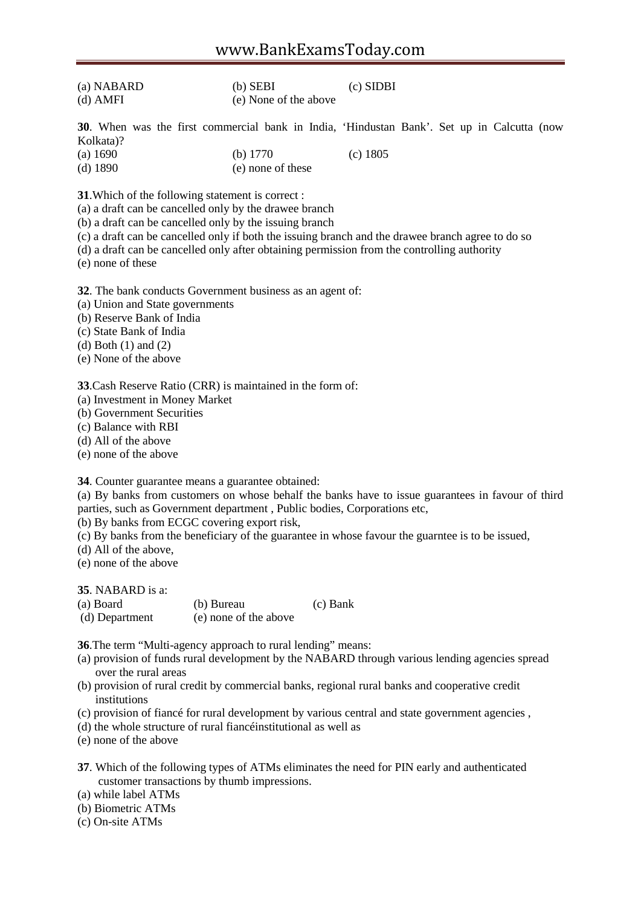(a) NABARD (b) SEBI (c) SIDBI
(d) AMFI (e) None of the above

**30**. When was the first commercial bank in India, 'Hindustan Bank'. Set up in Calcutta (now Kolkata)?
(a) 1690 (b) 1770 (c) 1805
(d) 1890 (e) none of these

**31**.Which of the following statement is correct :
(a) a draft can be cancelled only by the drawee branch
(b) a draft can be cancelled only by the issuing branch
(c) a draft can be cancelled only if both the issuing branch and the drawee branch agree to do so
(d) a draft can be cancelled only after obtaining permission from the controlling authority
(e) none of these

**32**. The bank conducts Government business as an agent of:
(a) Union and State governments
(b) Reserve Bank of India
(c) State Bank of India
(d) Both (1) and (2)
(e) None of the above

**33**.Cash Reserve Ratio (CRR) is maintained in the form of:
(a) Investment in Money Market
(b) Government Securities
(c) Balance with RBI
(d) All of the above
(e) none of the above

**34**. Counter guarantee means a guarantee obtained:
(a) By banks from customers on whose behalf the banks have to issue guarantees in favour of third parties, such as Government department , Public bodies, Corporations etc,
(b) By banks from ECGC covering export risk,
(c) By banks from the beneficiary of the guarantee in whose favour the guarntee is to be issued,
(d) All of the above,
(e) none of the above

**35**. NABARD is a:
(a) Board (b) Bureau (c) Bank
(d) Department (e) none of the above

**36**.The term "Multi-agency approach to rural lending" means:
(a) provision of funds rural development by the NABARD through various lending agencies spread over the rural areas
(b) provision of rural credit by commercial banks, regional rural banks and cooperative credit institutions
(c) provision of fiancé for rural development by various central and state government agencies ,
(d) the whole structure of rural fiancéinstitutional as well as
(e) none of the above

**37**. Which of the following types of ATMs eliminates the need for PIN early and authenticated customer transactions by thumb impressions.
(a) while label ATMs
(b) Biometric ATMs
(c) On-site ATMs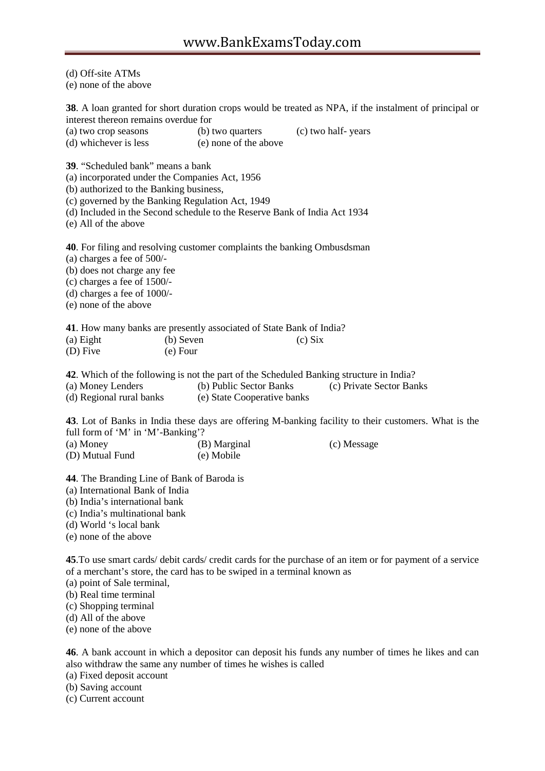(d) Off-site ATMs
(e) none of the above

**38**. A loan granted for short duration crops would be treated as NPA, if the instalment of principal or interest thereon remains overdue for
(a) two crop seasons (b) two quarters (c) two half- years
(d) whichever is less (e) none of the above

**39**. "Scheduled bank" means a bank
(a) incorporated under the Companies Act, 1956
(b) authorized to the Banking business,
(c) governed by the Banking Regulation Act, 1949
(d) Included in the Second schedule to the Reserve Bank of India Act 1934
(e) All of the above

**40**. For filing and resolving customer complaints the banking Ombusdsman
(a) charges a fee of 500/-
(b) does not charge any fee
(c) charges a fee of 1500/-
(d) charges a fee of 1000/-
(e) none of the above

**41**. How many banks are presently associated of State Bank of India?
(a) Eight (b) Seven (c) Six
(D) Five (e) Four

**42**. Which of the following is not the part of the Scheduled Banking structure in India?
(a) Money Lenders (b) Public Sector Banks (c) Private Sector Banks
(d) Regional rural banks (e) State Cooperative banks

**43**. Lot of Banks in India these days are offering M-banking facility to their customers. What is the full form of 'M' in 'M'-Banking'?
(a) Money (B) Marginal (c) Message
(D) Mutual Fund (e) Mobile

**44**. The Branding Line of Bank of Baroda is
(a) International Bank of India
(b) India's international bank
(c) India's multinational bank
(d) World 's local bank
(e) none of the above

**45**.To use smart cards/ debit cards/ credit cards for the purchase of an item or for payment of a service of a merchant's store, the card has to be swiped in a terminal known as
(a) point of Sale terminal,
(b) Real time terminal
(c) Shopping terminal
(d) All of the above
(e) none of the above

**46**. A bank account in which a depositor can deposit his funds any number of times he likes and can also withdraw the same any number of times he wishes is called
(a) Fixed deposit account
(b) Saving account
(c) Current account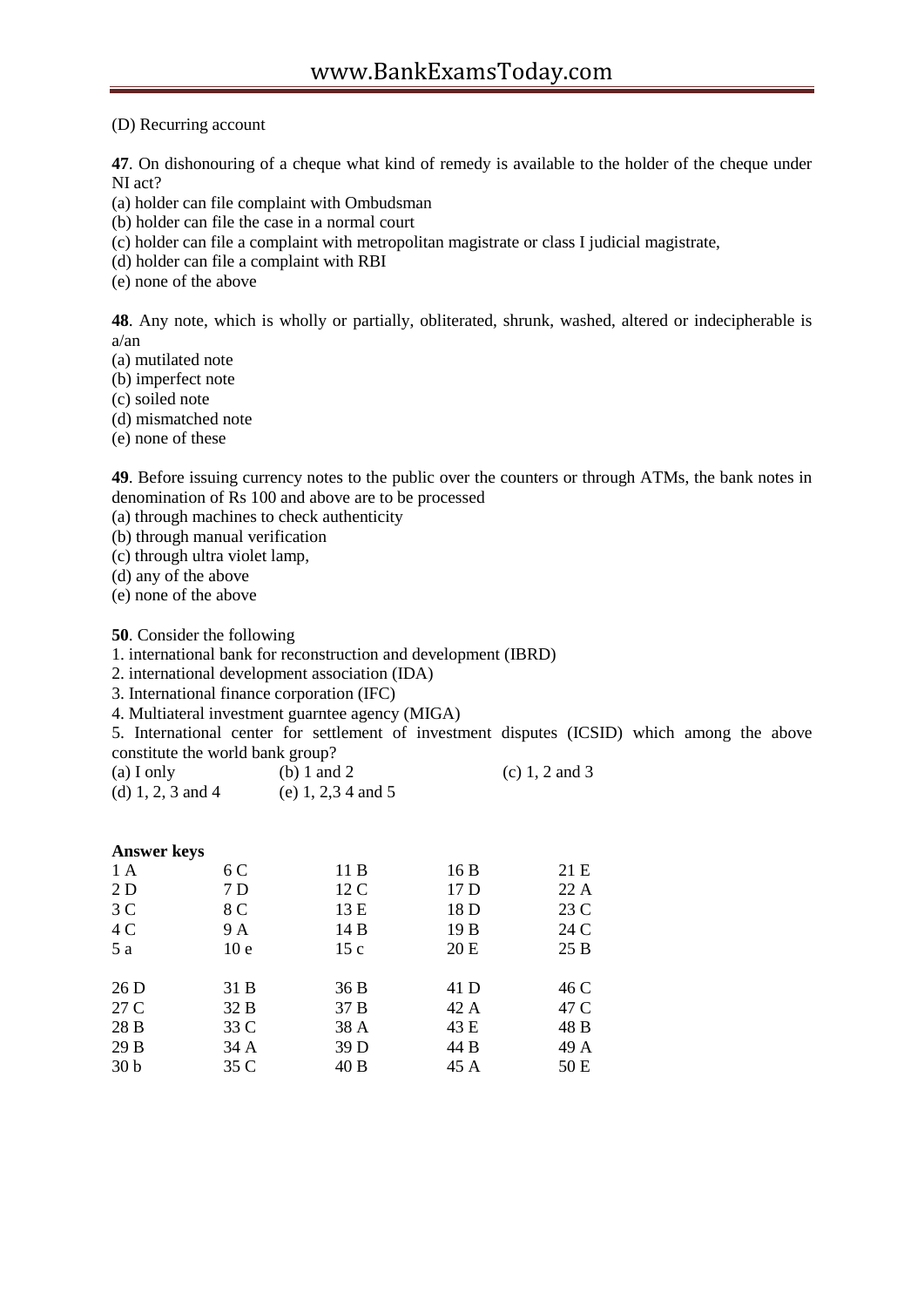(D) Recurring account

**47**. On dishonouring of a cheque what kind of remedy is available to the holder of the cheque under NI act?
(a) holder can file complaint with Ombudsman
(b) holder can file the case in a normal court
(c) holder can file a complaint with metropolitan magistrate or class I judicial magistrate,
(d) holder can file a complaint with RBI
(e) none of the above

**48**. Any note, which is wholly or partially, obliterated, shrunk, washed, altered or indecipherable is a/an
(a) mutilated note
(b) imperfect note
(c) soiled note
(d) mismatched note
(e) none of these

**49**. Before issuing currency notes to the public over the counters or through ATMs, the bank notes in denomination of Rs 100 and above are to be processed
(a) through machines to check authenticity
(b) through manual verification
(c) through ultra violet lamp,
(d) any of the above
(e) none of the above

**50**. Consider the following
1. international bank for reconstruction and development (IBRD)
2. international development association (IDA)
3. International finance corporation (IFC)
4. Multiateral investment guarntee agency (MIGA)
5. International center for settlement of investment disputes (ICSID) which among the above constitute the world bank group?

(a) I only (b) 1 and 2 (c) 1, 2 and 3
(d) 1, 2, 3 and 4 (e) 1, 2,3 4 and 5

**Answer keys**

| | | | | |
|---|---|---|---|---|
| 1 A | 6 C | 11 B | 16 B | 21 E |
| 2 D | 7 D | 12 C | 17 D | 22 A |
| 3 C | 8 C | 13 E | 18 D | 23 C |
| 4 C | 9 A | 14 B | 19 B | 24 C |
| 5 a | 10 e | 15 c | 20 E | 25 B |
| 26 D | 31 B | 36 B | 41 D | 46 C |
| 27 C | 32 B | 37 B | 42 A | 47 C |
| 28 B | 33 C | 38 A | 43 E | 48 B |
| 29 B | 34 A | 39 D | 44 B | 49 A |
| 30 b | 35 C | 40 B | 45 A | 50 E |